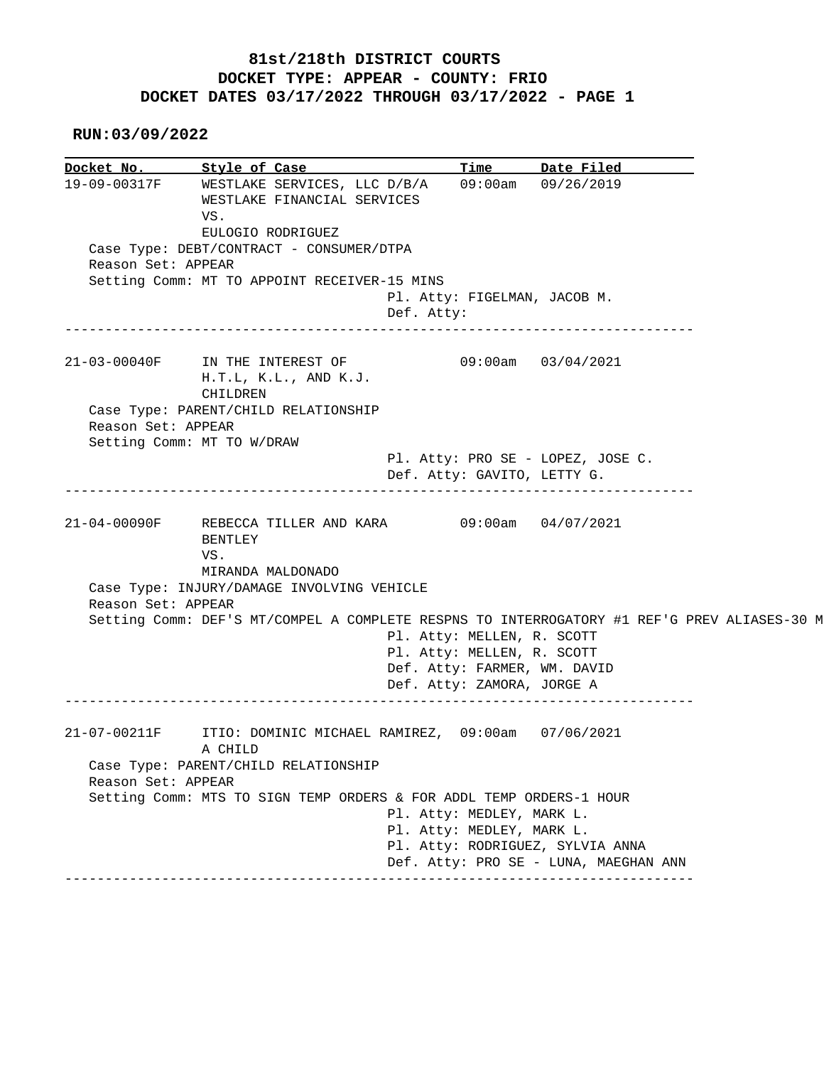# 81st/218th DISTRICT COURTS
## DOCKET TYPE: APPEAR - COUNTY: FRIO
## DOCKET DATES 03/17/2022 THROUGH 03/17/2022 - PAGE 1

**RUN:03/09/2022**

| Docket No. | Style of Case | Time | Date Filed |
|---|---|---|---|

---

**19-09-00317F** — WESTLAKE SERVICES, LLC D/B/A WESTLAKE FINANCIAL SERVICES VS. EULOGIO RODRIGUEZ — 09:00am — 09/26/2019

Case Type: DEBT/CONTRACT - CONSUMER/DTPA
Reason Set: APPEAR
Setting Comm: MT TO APPOINT RECEIVER-15 MINS
Pl. Atty: FIGELMAN, JACOB M.
Def. Atty:

---

**21-03-00040F** — IN THE INTEREST OF H.T.L, K.L., AND K.J. CHILDREN — 09:00am — 03/04/2021

Case Type: PARENT/CHILD RELATIONSHIP
Reason Set: APPEAR
Setting Comm: MT TO W/DRAW
Pl. Atty: PRO SE - LOPEZ, JOSE C.
Def. Atty: GAVITO, LETTY G.

---

**21-04-00090F** — REBECCA TILLER AND KARA BENTLEY VS. MIRANDA MALDONADO — 09:00am — 04/07/2021

Case Type: INJURY/DAMAGE INVOLVING VEHICLE
Reason Set: APPEAR
Setting Comm: DEF'S MT/COMPEL A COMPLETE RESPNS TO INTERROGATORY #1 REF'G PREV ALIASES-30 M
Pl. Atty: MELLEN, R. SCOTT
Pl. Atty: MELLEN, R. SCOTT
Def. Atty: FARMER, WM. DAVID
Def. Atty: ZAMORA, JORGE A

---

**21-07-00211F** — ITIO: DOMINIC MICHAEL RAMIREZ, A CHILD — 09:00am — 07/06/2021

Case Type: PARENT/CHILD RELATIONSHIP
Reason Set: APPEAR
Setting Comm: MTS TO SIGN TEMP ORDERS & FOR ADDL TEMP ORDERS-1 HOUR
Pl. Atty: MEDLEY, MARK L.
Pl. Atty: MEDLEY, MARK L.
Pl. Atty: RODRIGUEZ, SYLVIA ANNA
Def. Atty: PRO SE - LUNA, MAEGHAN ANN

---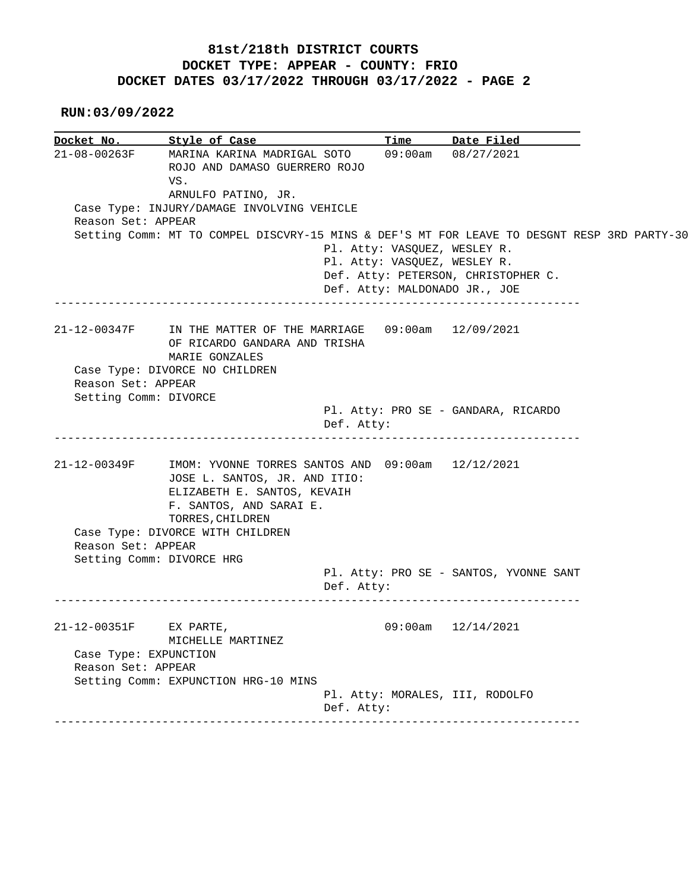**81st/218th DISTRICT COURTS**
**DOCKET TYPE: APPEAR - COUNTY: FRIO**
**DOCKET DATES 03/17/2022 THROUGH 03/17/2022 - PAGE 2**

**RUN:03/09/2022**

| Docket No. | Style of Case | Time | Date Filed |
|---|---|---|---|
| 21-08-00263F | MARINA KARINA MADRIGAL SOTO ROJO AND DAMASO GUERRERO ROJO VS. ARNULFO PATINO, JR. | 09:00am | 08/27/2021 |

Case Type: INJURY/DAMAGE INVOLVING VEHICLE
Reason Set: APPEAR
Setting Comm: MT TO COMPEL DISCVRY-15 MINS & DEF'S MT FOR LEAVE TO DESGNT RESP 3RD PARTY-30
Pl. Atty: VASQUEZ, WESLEY R.
Pl. Atty: VASQUEZ, WESLEY R.
Def. Atty: PETERSON, CHRISTOPHER C.
Def. Atty: MALDONADO JR., JOE

---

| Docket No. | Style of Case | Time | Date Filed |
|---|---|---|---|
| 21-12-00347F | IN THE MATTER OF THE MARRIAGE OF RICARDO GANDARA AND TRISHA MARIE GONZALES | 09:00am | 12/09/2021 |

Case Type: DIVORCE NO CHILDREN
Reason Set: APPEAR
Setting Comm: DIVORCE
Pl. Atty: PRO SE - GANDARA, RICARDO
Def. Atty:

---

| Docket No. | Style of Case | Time | Date Filed |
|---|---|---|---|
| 21-12-00349F | IMOM: YVONNE TORRES SANTOS AND JOSE L. SANTOS, JR. AND ITIO: ELIZABETH E. SANTOS, KEVAIH F. SANTOS, AND SARAI E. TORRES,CHILDREN | 09:00am | 12/12/2021 |

Case Type: DIVORCE WITH CHILDREN
Reason Set: APPEAR
Setting Comm: DIVORCE HRG
Pl. Atty: PRO SE - SANTOS, YVONNE SANT
Def. Atty:

---

| Docket No. | Style of Case | Time | Date Filed |
|---|---|---|---|
| 21-12-00351F | EX PARTE, MICHELLE MARTINEZ | 09:00am | 12/14/2021 |

Case Type: EXPUNCTION
Reason Set: APPEAR
Setting Comm: EXPUNCTION HRG-10 MINS
Pl. Atty: MORALES, III, RODOLFO
Def. Atty:

---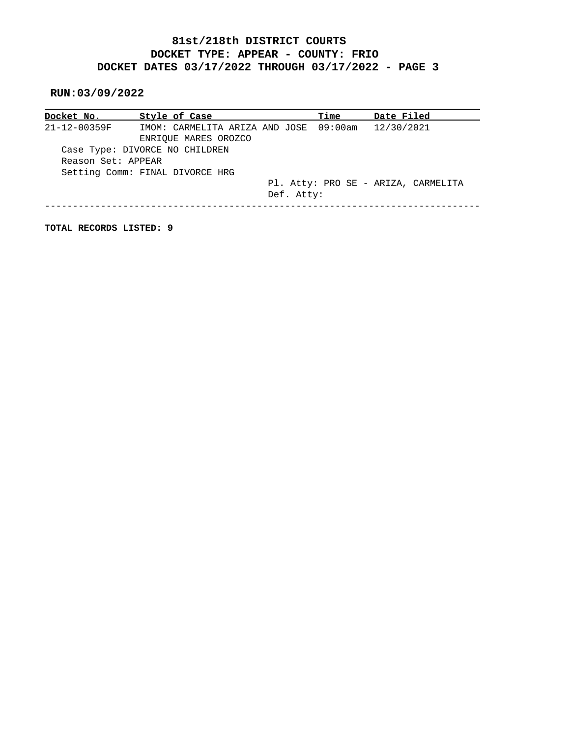**81st/218th DISTRICT COURTS**
**DOCKET TYPE: APPEAR - COUNTY: FRIO**
**DOCKET DATES 03/17/2022 THROUGH 03/17/2022 - PAGE 3**

**RUN:03/09/2022**

| Docket No. | Style of Case | Time | Date Filed |
|---|---|---|---|
| 21-12-00359F | IMOM: CARMELITA ARIZA AND JOSE ENRIQUE MARES OROZCO | 09:00am | 12/30/2021 |

Case Type: DIVORCE NO CHILDREN
Reason Set: APPEAR
Setting Comm: FINAL DIVORCE HRG

Pl. Atty: PRO SE - ARIZA, CARMELITA
Def. Atty:

---

**TOTAL RECORDS LISTED: 9**